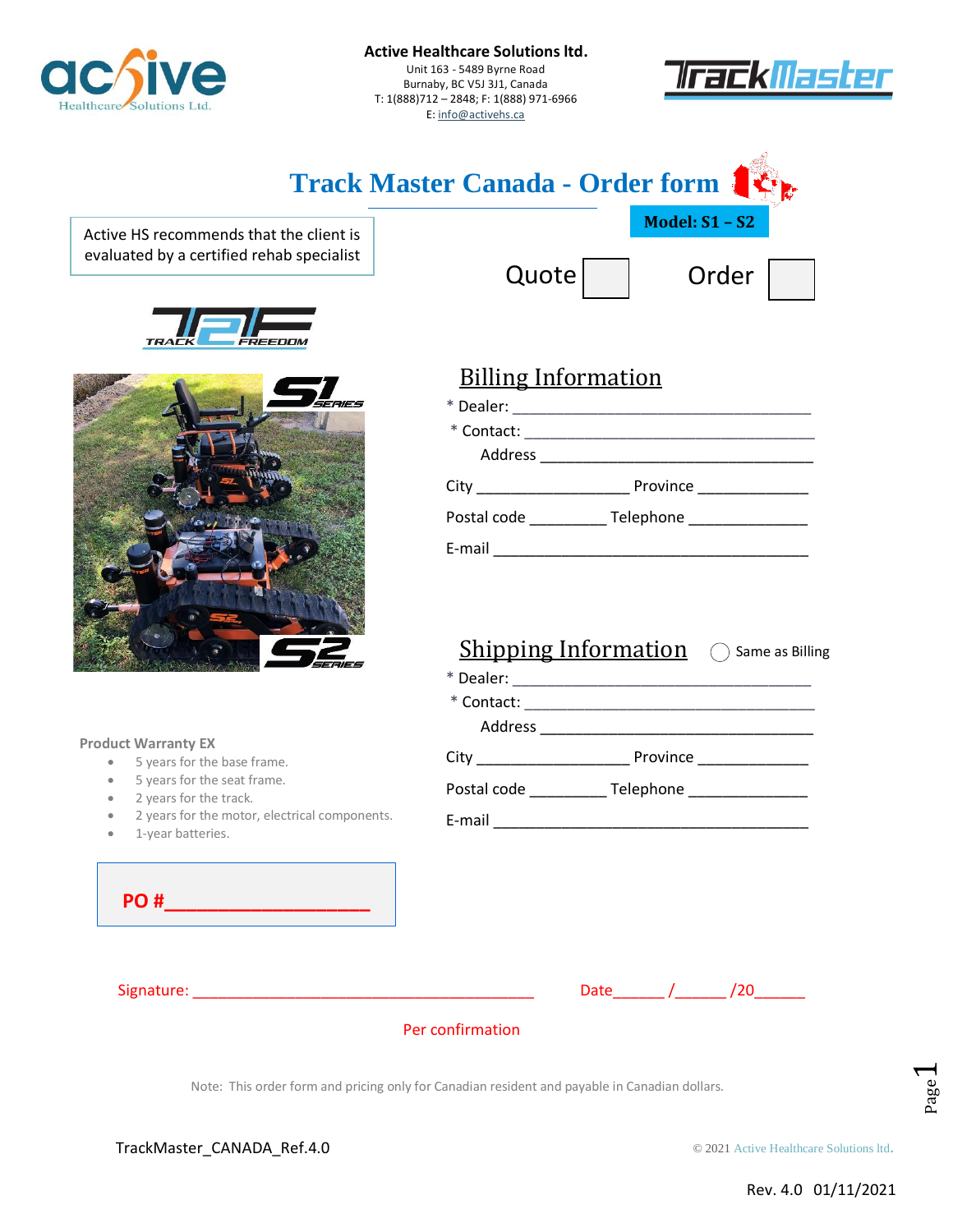**Active Healthcare Solutions ltd.**
Unit 163 - 5489 Byrne Road
Burnaby, BC V5J 3J1, Canada
T: 1(888)712 – 2848; F: 1(888) 971-6966
E: info@activehs.ca

# Track Master Canada - Order form

**Model: S1 – S2**

Active HS recommends that the client is evaluated by a certified rehab specialist

Quote ☐ Order ☐

## Billing Information

\* Dealer: ___________________________________

\* Contact: ___________________________________

Address ________________________________

City ________________ Province ____________

Postal code ________ Telephone _____________

E-mail ____________________________________

## Shipping Information

○ Same as Billing

\* Dealer: ___________________________________

\* Contact: ___________________________________

Address ________________________________

City ________________ Province ____________

Postal code ________ Telephone _____________

E-mail ____________________________________

**Product Warranty EX**

- 5 years for the base frame.
- 5 years for the seat frame.
- 2 years for the track.
- 2 years for the motor, electrical components.
- 1-year batteries.

**PO #___________________**

Signature: ________________________________________ Date______ /______ /20______

Per confirmation

Note: This order form and pricing only for Canadian resident and payable in Canadian dollars.

TrackMaster_CANADA_Ref.4.0

© 2021 Active Healthcare Solutions ltd.

Rev. 4.0 01/11/2021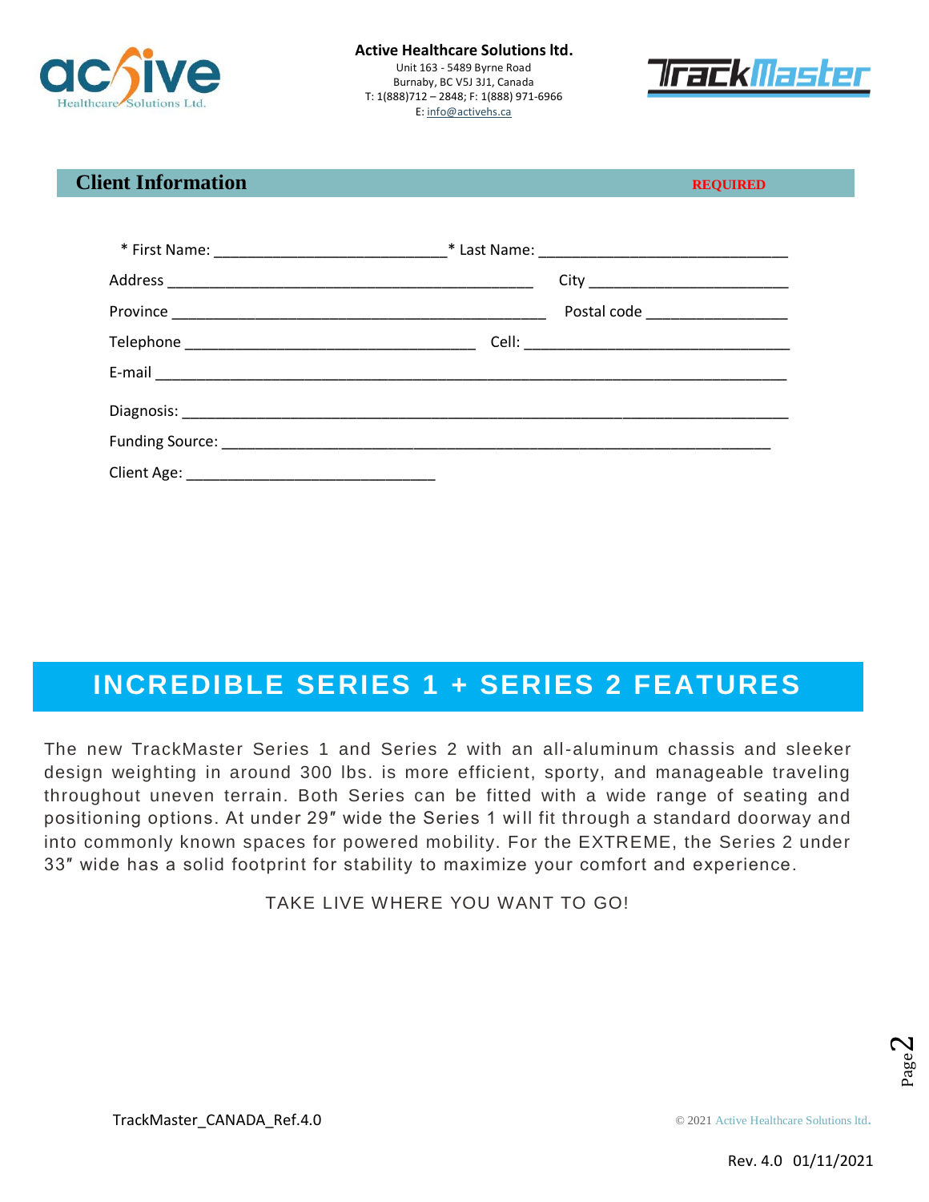**Active Healthcare Solutions ltd.**
Unit 163 - 5489 Byrne Road
Burnaby, BC V5J 3J1, Canada
T: 1(888)712 – 2848; F: 1(888) 971-6966
E: info@activehs.ca

## Client Information

REQUIRED

\* First Name: ___________________________ \* Last Name: _____________________________

Address ___________________________________________ City _______________________

Province ___________________________________________ Postal code ________________

Telephone _________________________________ Cell: _______________________________

E-mail ___________________________________________________________________________

Diagnosis: ________________________________________________________________________

Funding Source: ___________________________________________________________________

Client Age: _____________________________

## INCREDIBLE SERIES 1 + SERIES 2 FEATURES

The new TrackMaster Series 1 and Series 2 with an all-aluminum chassis and sleeker design weighting in around 300 lbs. is more efficient, sporty, and manageable traveling throughout uneven terrain. Both Series can be fitted with a wide range of seating and positioning options. At under 29″ wide the Series 1 will fit through a standard doorway and into commonly known spaces for powered mobility. For the EXTREME, the Series 2 under 33″ wide has a solid footprint for stability to maximize your comfort and experience.

TAKE LIVE WHERE YOU WANT TO GO!

TrackMaster_CANADA_Ref.4.0

© 2021 Active Healthcare Solutions ltd.

Rev. 4.0 01/11/2021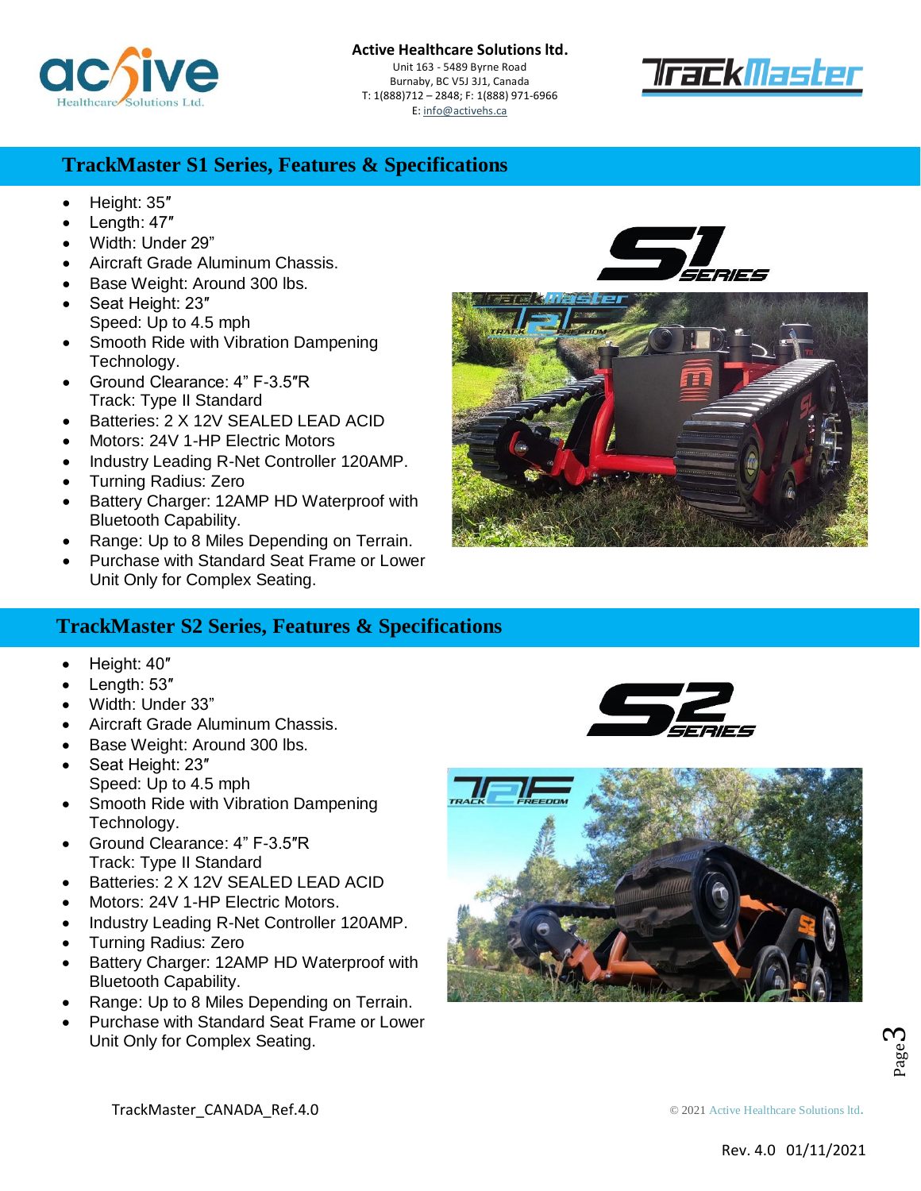## TrackMaster S1 Series, Features & Specifications

- Height: 35″
- Length: 47″
- Width: Under 29"
- Aircraft Grade Aluminum Chassis.
- Base Weight: Around 300 lbs.
- Seat Height: 23″
  Speed: Up to 4.5 mph
- Smooth Ride with Vibration Dampening Technology.
- Ground Clearance: 4" F-3.5″R
  Track: Type II Standard
- Batteries: 2 X 12V SEALED LEAD ACID
- Motors: 24V 1-HP Electric Motors
- Industry Leading R-Net Controller 120AMP.
- Turning Radius: Zero
- Battery Charger: 12AMP HD Waterproof with Bluetooth Capability.
- Range: Up to 8 Miles Depending on Terrain.
- Purchase with Standard Seat Frame or Lower Unit Only for Complex Seating.

## TrackMaster S2 Series, Features & Specifications

- Height: 40″
- Length: 53″
- Width: Under 33"
- Aircraft Grade Aluminum Chassis.
- Base Weight: Around 300 lbs.
- Seat Height: 23″
  Speed: Up to 4.5 mph
- Smooth Ride with Vibration Dampening Technology.
- Ground Clearance: 4" F-3.5″R
  Track: Type II Standard
- Batteries: 2 X 12V SEALED LEAD ACID
- Motors: 24V 1-HP Electric Motors.
- Industry Leading R-Net Controller 120AMP.
- Turning Radius: Zero
- Battery Charger: 12AMP HD Waterproof with Bluetooth Capability.
- Range: Up to 8 Miles Depending on Terrain.
- Purchase with Standard Seat Frame or Lower Unit Only for Complex Seating.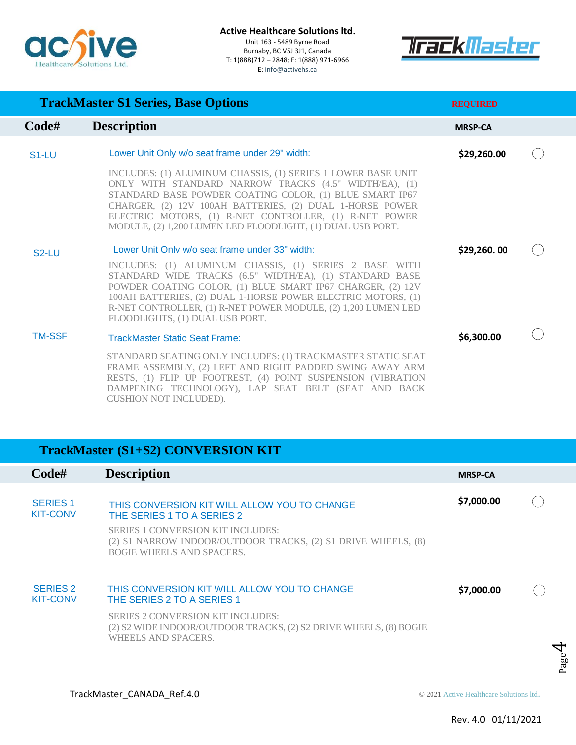**Active Healthcare Solutions ltd.**
Unit 163 - 5489 Byrne Road
Burnaby, BC V5J 3J1, Canada
T: 1(888)712 – 2848; F: 1(888) 971-6966
E: info@activehs.ca

## TrackMaster S1 Series, Base Options

REQUIRED

| Code# | Description | MRSP-CA | |
|---|---|---|---|
| S1-LU | Lower Unit Only w/o seat frame under 29" width:<br><br>INCLUDES: (1) ALUMINUM CHASSIS, (1) SERIES 1 LOWER BASE UNIT ONLY WITH STANDARD NARROW TRACKS (4.5" WIDTH/EA), (1) STANDARD BASE POWDER COATING COLOR, (1) BLUE SMART IP67 CHARGER, (2) 12V 100AH BATTERIES, (2) DUAL 1-HORSE POWER ELECTRIC MOTORS, (1) R-NET CONTROLLER, (1) R-NET POWER MODULE, (2) 1,200 LUMEN LED FLOODLIGHT, (1) DUAL USB PORT. | $29,260.00 | ◯ |
| S2-LU | Lower Unit Only w/o seat frame under 33" width:<br><br>INCLUDES: (1) ALUMINUM CHASSIS, (1) SERIES 2 BASE WITH STANDARD WIDE TRACKS (6.5" WIDTH/EA), (1) STANDARD BASE POWDER COATING COLOR, (1) BLUE SMART IP67 CHARGER, (2) 12V 100AH BATTERIES, (2) DUAL 1-HORSE POWER ELECTRIC MOTORS, (1) R-NET CONTROLLER, (1) R-NET POWER MODULE, (2) 1,200 LUMEN LED FLOODLIGHTS, (1) DUAL USB PORT. | $29,260. 00 | ◯ |
| TM-SSF | TrackMaster Static Seat Frame:<br><br>STANDARD SEATING ONLY INCLUDES: (1) TRACKMASTER STATIC SEAT FRAME ASSEMBLY, (2) LEFT AND RIGHT PADDED SWING AWAY ARM RESTS, (1) FLIP UP FOOTREST, (4) POINT SUSPENSION (VIBRATION DAMPENING TECHNOLOGY), LAP SEAT BELT (SEAT AND BACK CUSHION NOT INCLUDED). | $6,300.00 | ◯ |

## TrackMaster (S1+S2) CONVERSION KIT

| Code# | Description | MRSP-CA | |
|---|---|---|---|
| SERIES 1 KIT-CONV | THIS CONVERSION KIT WILL ALLOW YOU TO CHANGE THE SERIES 1 TO A SERIES 2<br><br>SERIES 1 CONVERSION KIT INCLUDES:<br>(2) S1 NARROW INDOOR/OUTDOOR TRACKS, (2) S1 DRIVE WHEELS, (8) BOGIE WHEELS AND SPACERS. | $7,000.00 | ◯ |
| SERIES 2 KIT-CONV | THIS CONVERSION KIT WILL ALLOW YOU TO CHANGE THE SERIES 2 TO A SERIES 1<br><br>SERIES 2 CONVERSION KIT INCLUDES:<br>(2) S2 WIDE INDOOR/OUTDOOR TRACKS, (2) S2 DRIVE WHEELS, (8) BOGIE WHEELS AND SPACERS. | $7,000.00 | ◯ |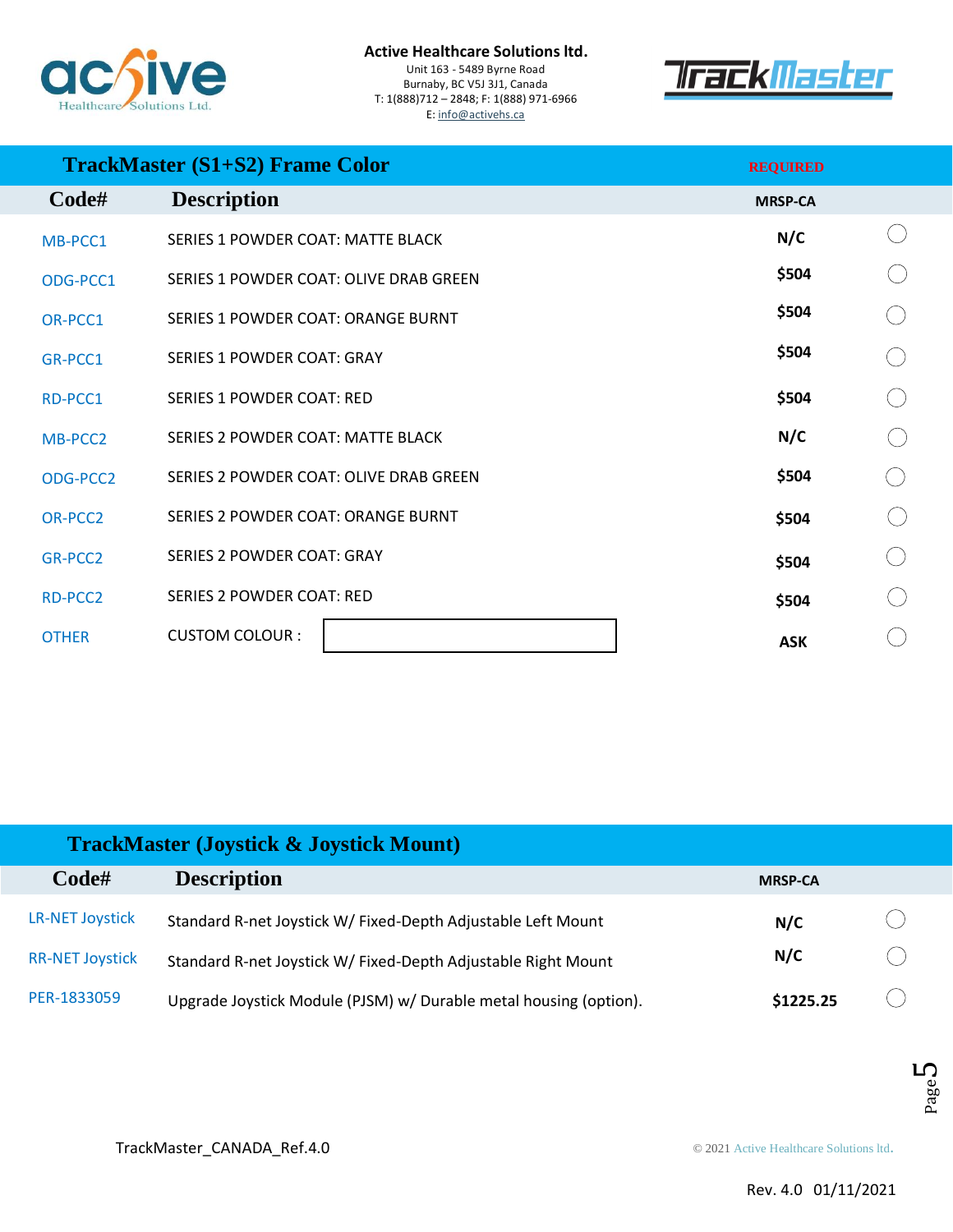**Active Healthcare Solutions ltd.**
Unit 163 - 5489 Byrne Road
Burnaby, BC V5J 3J1, Canada
T: 1(888)712 – 2848; F: 1(888) 971-6966
E: info@activehs.ca

## TrackMaster (S1+S2) Frame Color

REQUIRED

| Code# | Description | MRSP-CA | |
|---|---|---|---|
| MB-PCC1 | SERIES 1 POWDER COAT: MATTE BLACK | N/C | ◯ |
| ODG-PCC1 | SERIES 1 POWDER COAT: OLIVE DRAB GREEN | $504 | ◯ |
| OR-PCC1 | SERIES 1 POWDER COAT: ORANGE BURNT | $504 | ◯ |
| GR-PCC1 | SERIES 1 POWDER COAT: GRAY | $504 | ◯ |
| RD-PCC1 | SERIES 1 POWDER COAT: RED | $504 | ◯ |
| MB-PCC2 | SERIES 2 POWDER COAT: MATTE BLACK | N/C | ◯ |
| ODG-PCC2 | SERIES 2 POWDER COAT: OLIVE DRAB GREEN | $504 | ◯ |
| OR-PCC2 | SERIES 2 POWDER COAT: ORANGE BURNT | $504 | ◯ |
| GR-PCC2 | SERIES 2 POWDER COAT: GRAY | $504 | ◯ |
| RD-PCC2 | SERIES 2 POWDER COAT: RED | $504 | ◯ |
| OTHER | CUSTOM COLOUR : | ASK | ◯ |

## TrackMaster (Joystick & Joystick Mount)

| Code# | Description | MRSP-CA | |
|---|---|---|---|
| LR-NET Joystick | Standard R-net Joystick W/ Fixed-Depth Adjustable Left Mount | N/C | ◯ |
| RR-NET Joystick | Standard R-net Joystick W/ Fixed-Depth Adjustable Right Mount | N/C | ◯ |
| PER-1833059 | Upgrade Joystick Module (PJSM) w/ Durable metal housing (option). | $1225.25 | ◯ |

TrackMaster_CANADA_Ref.4.0

© 2021 Active Healthcare Solutions ltd.

Rev. 4.0 01/11/2021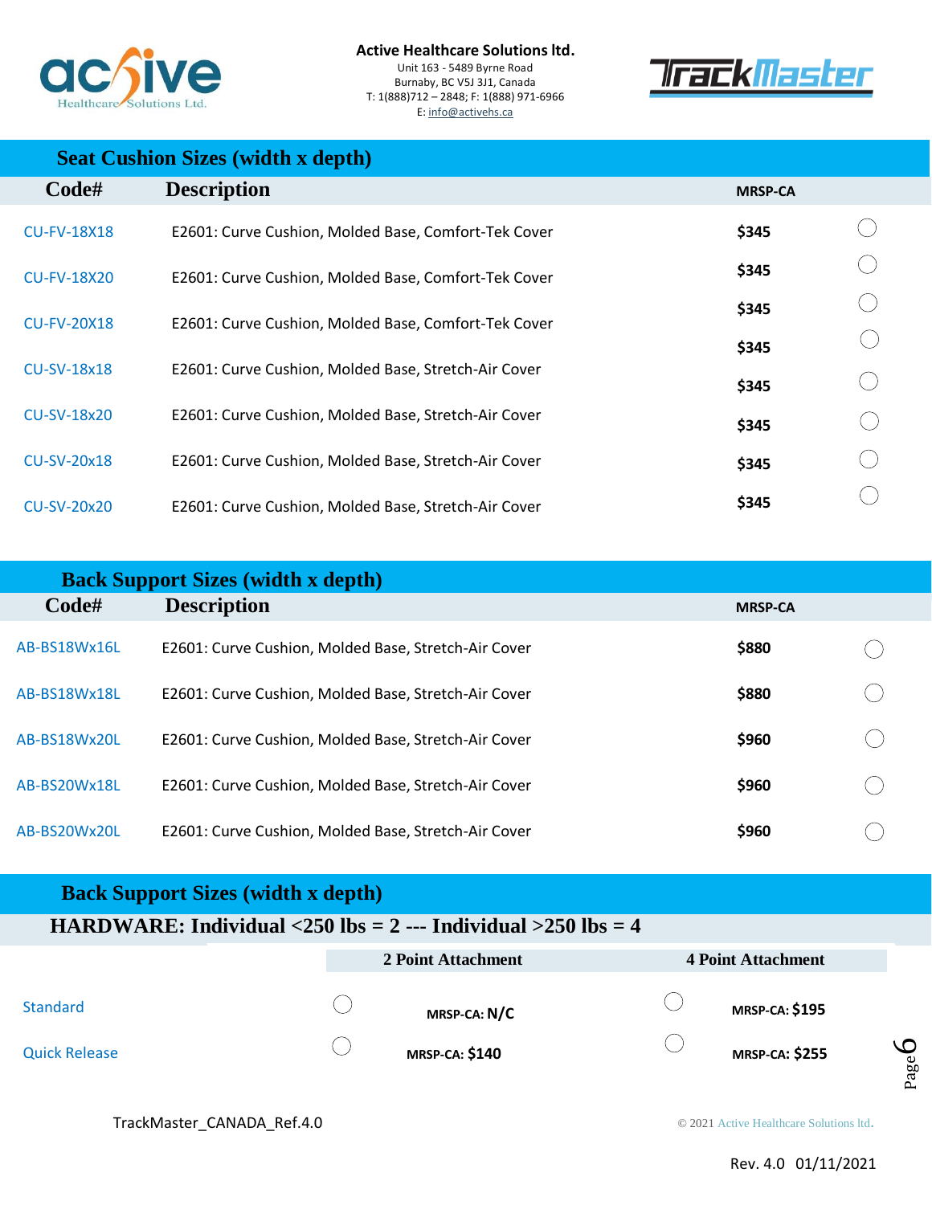**Active Healthcare Solutions ltd.**
Unit 163 - 5489 Byrne Road
Burnaby, BC V5J 3J1, Canada
T: 1(888)712 – 2848; F: 1(888) 971-6966
E: info@activehs.ca

## Seat Cushion Sizes (width x depth)

| Code# | Description | MRSP-CA | |
|---|---|---|---|
| CU-FV-18X18 | E2601: Curve Cushion, Molded Base, Comfort-Tek Cover | $345 | ◯ |
| CU-FV-18X20 | E2601: Curve Cushion, Molded Base, Comfort-Tek Cover | $345 | ◯ |
| CU-FV-20X18 | E2601: Curve Cushion, Molded Base, Comfort-Tek Cover | $345 | ◯ |
| CU-SV-18x18 | E2601: Curve Cushion, Molded Base, Stretch-Air Cover | $345 | ◯ |
| CU-SV-18x20 | E2601: Curve Cushion, Molded Base, Stretch-Air Cover | $345 | ◯ |
| CU-SV-20x18 | E2601: Curve Cushion, Molded Base, Stretch-Air Cover | $345 | ◯ |
| CU-SV-20x20 | E2601: Curve Cushion, Molded Base, Stretch-Air Cover | $345 | ◯ |

## Back Support Sizes (width x depth)

| Code# | Description | MRSP-CA | |
|---|---|---|---|
| AB-BS18Wx16L | E2601: Curve Cushion, Molded Base, Stretch-Air Cover | $880 | ◯ |
| AB-BS18Wx18L | E2601: Curve Cushion, Molded Base, Stretch-Air Cover | $880 | ◯ |
| AB-BS18Wx20L | E2601: Curve Cushion, Molded Base, Stretch-Air Cover | $960 | ◯ |
| AB-BS20Wx18L | E2601: Curve Cushion, Molded Base, Stretch-Air Cover | $960 | ◯ |
| AB-BS20Wx20L | E2601: Curve Cushion, Molded Base, Stretch-Air Cover | $960 | ◯ |

## Back Support Sizes (width x depth)

**HARDWARE: Individual <250 lbs = 2 --- Individual >250 lbs = 4**

| | 2 Point Attachment | | 4 Point Attachment | |
|---|---|---|---|---|
| Standard | ◯ | MRSP-CA: N/C | ◯ | MRSP-CA: $195 |
| Quick Release | ◯ | MRSP-CA: $140 | ◯ | MRSP-CA: $255 |

TrackMaster_CANADA_Ref.4.0

© 2021 Active Healthcare Solutions ltd.

Rev. 4.0 01/11/2021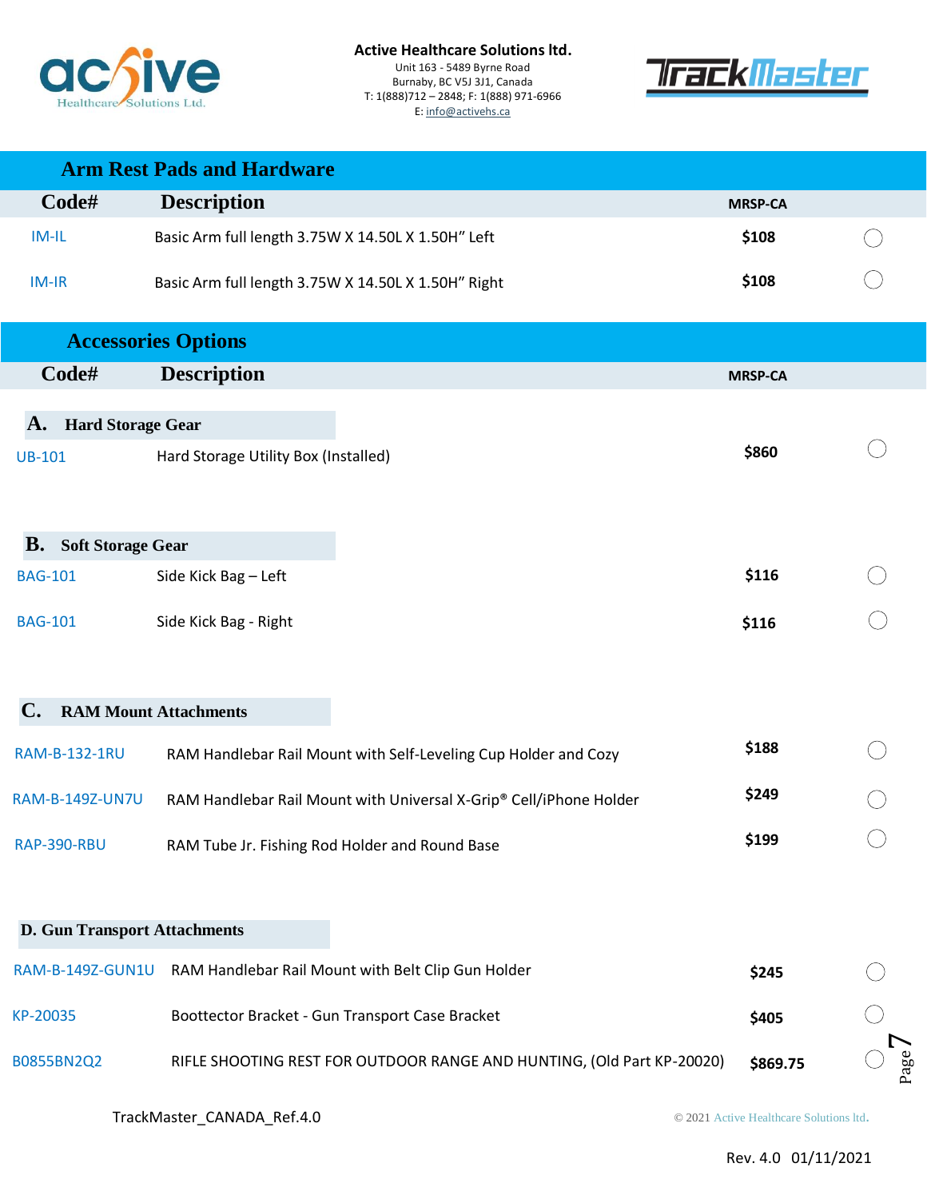Active Healthcare Solutions ltd.
Unit 163 - 5489 Byrne Road
Burnaby, BC V5J 3J1, Canada
T: 1(888)712 – 2848; F: 1(888) 971-6966
E: info@activehs.ca

## Arm Rest Pads and Hardware

| Code# | Description | MRSP-CA | |
|---|---|---|---|
| IM-IL | Basic Arm full length 3.75W X 14.50L X 1.50H" Left | $108 | ◯ |
| IM-IR | Basic Arm full length 3.75W X 14.50L X 1.50H" Right | $108 | ◯ |

## Accessories Options

| Code# | Description | MRSP-CA | |
|---|---|---|---|
| **A. Hard Storage Gear** | | | |
| UB-101 | Hard Storage Utility Box (Installed) | $860 | ◯ |
| **B. Soft Storage Gear** | | | |
| BAG-101 | Side Kick Bag – Left | $116 | ◯ |
| BAG-101 | Side Kick Bag - Right | $116 | ◯ |
| **C. RAM Mount Attachments** | | | |
| RAM-B-132-1RU | RAM Handlebar Rail Mount with Self-Leveling Cup Holder and Cozy | $188 | ◯ |
| RAM-B-149Z-UN7U | RAM Handlebar Rail Mount with Universal X-Grip® Cell/iPhone Holder | $249 | ◯ |
| RAP-390-RBU | RAM Tube Jr. Fishing Rod Holder and Round Base | $199 | ◯ |
| **D. Gun Transport Attachments** | | | |
| RAM-B-149Z-GUN1U | RAM Handlebar Rail Mount with Belt Clip Gun Holder | $245 | ◯ |
| KP-20035 | Boottector Bracket - Gun Transport Case Bracket | $405 | ◯ |
| B0855BN2Q2 | RIFLE SHOOTING REST FOR OUTDOOR RANGE AND HUNTING, (Old Part KP-20020) | $869.75 | ◯ |

TrackMaster_CANADA_Ref.4.0

© 2021 Active Healthcare Solutions ltd.

Rev. 4.0 01/11/2021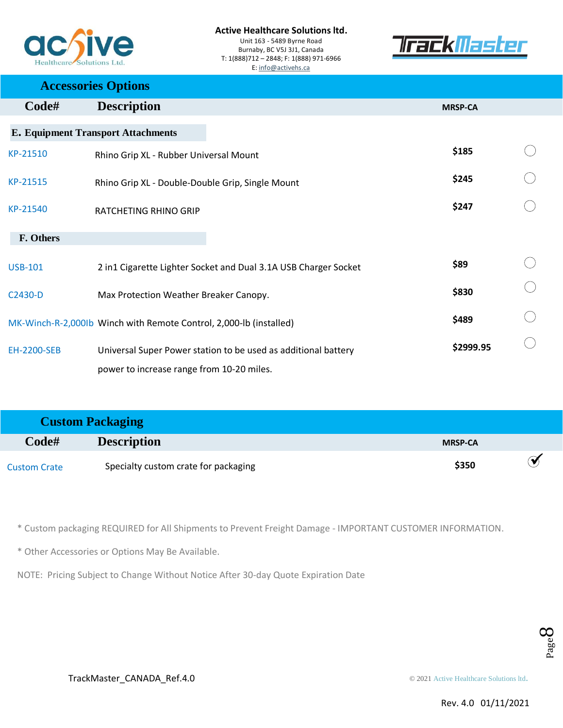Active Healthcare Solutions ltd.
Unit 163 - 5489 Byrne Road
Burnaby, BC V5J 3J1, Canada
T: 1(888)712 – 2848; F: 1(888) 971-6966
E: info@activehs.ca

## Accessories Options

| Code# | Description | MRSP-CA | |
|---|---|---|---|
| **E. Equipment Transport Attachments** | | | |
| KP-21510 | Rhino Grip XL - Rubber Universal Mount | $185 | ○ |
| KP-21515 | Rhino Grip XL - Double-Double Grip, Single Mount | $245 | ○ |
| KP-21540 | RATCHETING RHINO GRIP | $247 | ○ |
| **F. Others** | | | |
| USB-101 | 2 in1 Cigarette Lighter Socket and Dual 3.1A USB Charger Socket | $89 | ○ |
| C2430-D | Max Protection Weather Breaker Canopy. | $830 | ○ |
| MK-Winch-R-2,000lb | Winch with Remote Control, 2,000-lb (installed) | $489 | ○ |
| EH-2200-SEB | Universal Super Power station to be used as additional battery power to increase range from 10-20 miles. | $2999.95 | ○ |

## Custom Packaging

| Code# | Description | MRSP-CA | |
|---|---|---|---|
| Custom Crate | Specialty custom crate for packaging | $350 | ✓ |

* Custom packaging REQUIRED for All Shipments to Prevent Freight Damage - IMPORTANT CUSTOMER INFORMATION.

* Other Accessories or Options May Be Available.

NOTE: Pricing Subject to Change Without Notice After 30-day Quote Expiration Date

TrackMaster_CANADA_Ref.4.0

© 2021 Active Healthcare Solutions ltd.

Rev. 4.0 01/11/2021